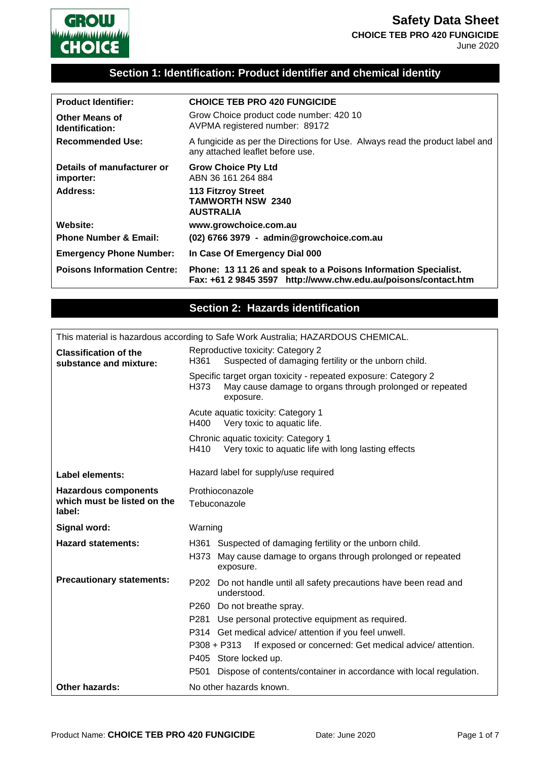# Safety Data Sheet

**CHOICE TEB PRO 420 FUNGICIDE**

June 2020

## Section 1: Identification: Product identifier and chemical identity

| | |
|---|---|
| **Product Identifier:** | **CHOICE TEB PRO 420 FUNGICIDE** |
| **Other Means of Identification:** | Grow Choice product code number: 420 10<br>AVPMA registered number: 89172 |
| **Recommended Use:** | A fungicide as per the Directions for Use. Always read the product label and any attached leaflet before use. |
| **Details of manufacturer or importer:** | **Grow Choice Pty Ltd**<br>ABN 36 161 264 884 |
| **Address:** | **113 Fitzroy Street**<br>**TAMWORTH NSW 2340**<br>**AUSTRALIA** |
| **Website:** | **www.growchoice.com.au** |
| **Phone Number & Email:** | **(02) 6766 3979 - admin@growchoice.com.au** |
| **Emergency Phone Number:** | **In Case Of Emergency Dial 000** |
| **Poisons Information Centre:** | **Phone: 13 11 26 and speak to a Poisons Information Specialist.**<br>**Fax: +61 2 9845 3597 http://www.chw.edu.au/poisons/contact.htm** |

## Section 2: Hazards identification

This material is hazardous according to Safe Work Australia; HAZARDOUS CHEMICAL.

| | |
|---|---|
| **Classification of the substance and mixture:** | Reproductive toxicity: Category 2<br>H361 Suspected of damaging fertility or the unborn child.<br><br>Specific target organ toxicity - repeated exposure: Category 2<br>H373 May cause damage to organs through prolonged or repeated exposure.<br><br>Acute aquatic toxicity: Category 1<br>H400 Very toxic to aquatic life.<br><br>Chronic aquatic toxicity: Category 1<br>H410 Very toxic to aquatic life with long lasting effects |
| **Label elements:** | Hazard label for supply/use required |
| **Hazardous components which must be listed on the label:** | Prothioconazole<br>Tebuconazole |
| **Signal word:** | Warning |
| **Hazard statements:** | H361 Suspected of damaging fertility or the unborn child.<br>H373 May cause damage to organs through prolonged or repeated exposure. |
| **Precautionary statements:** | P202 Do not handle until all safety precautions have been read and understood.<br>P260 Do not breathe spray.<br>P281 Use personal protective equipment as required.<br>P314 Get medical advice/ attention if you feel unwell.<br>P308 + P313 If exposed or concerned: Get medical advice/ attention.<br>P405 Store locked up.<br>P501 Dispose of contents/container in accordance with local regulation. |
| **Other hazards:** | No other hazards known. |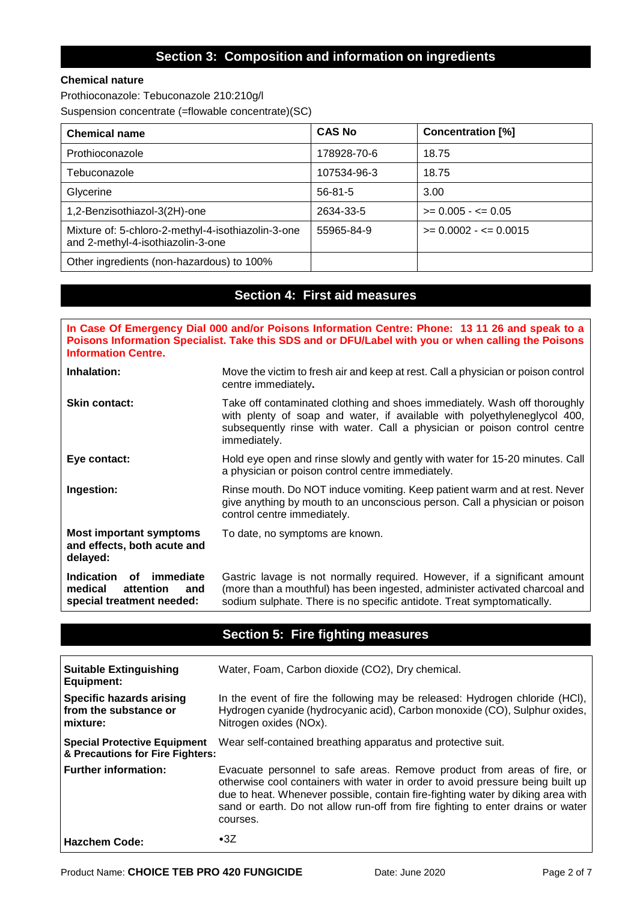## Section 3: Composition and information on ingredients

**Chemical nature**

Prothioconazole: Tebuconazole 210:210g/l

Suspension concentrate (=flowable concentrate)(SC)

| Chemical name | CAS No | Concentration [%] |
|---|---|---|
| Prothioconazole | 178928-70-6 | 18.75 |
| Tebuconazole | 107534-96-3 | 18.75 |
| Glycerine | 56-81-5 | 3.00 |
| 1,2-Benzisothiazol-3(2H)-one | 2634-33-5 | >= 0.005 - <= 0.05 |
| Mixture of: 5-chloro-2-methyl-4-isothiazolin-3-one and 2-methyl-4-isothiazolin-3-one | 55965-84-9 | >= 0.0002 - <= 0.0015 |
| Other ingredients (non-hazardous) to 100% | | |

## Section 4: First aid measures

**In Case Of Emergency Dial 000 and/or Poisons Information Centre: Phone: 13 11 26 and speak to a Poisons Information Specialist. Take this SDS and or DFU/Label with you or when calling the Poisons Information Centre.**

| | |
|---|---|
| **Inhalation:** | Move the victim to fresh air and keep at rest. Call a physician or poison control centre immediately. |
| **Skin contact:** | Take off contaminated clothing and shoes immediately. Wash off thoroughly with plenty of soap and water, if available with polyethyleneglycol 400, subsequently rinse with water. Call a physician or poison control centre immediately. |
| **Eye contact:** | Hold eye open and rinse slowly and gently with water for 15-20 minutes. Call a physician or poison control centre immediately. |
| **Ingestion:** | Rinse mouth. Do NOT induce vomiting. Keep patient warm and at rest. Never give anything by mouth to an unconscious person. Call a physician or poison control centre immediately. |
| **Most important symptoms and effects, both acute and delayed:** | To date, no symptoms are known. |
| **Indication of immediate medical attention and special treatment needed:** | Gastric lavage is not normally required. However, if a significant amount (more than a mouthful) has been ingested, administer activated charcoal and sodium sulphate. There is no specific antidote. Treat symptomatically. |

## Section 5: Fire fighting measures

| | |
|---|---|
| **Suitable Extinguishing Equipment:** | Water, Foam, Carbon dioxide ($CO_2$), Dry chemical. |
| **Specific hazards arising from the substance or mixture:** | In the event of fire the following may be released: Hydrogen chloride (HCl), Hydrogen cyanide (hydrocyanic acid), Carbon monoxide (CO), Sulphur oxides, Nitrogen oxides (NOx). |
| **Special Protective Equipment & Precautions for Fire Fighters:** | Wear self-contained breathing apparatus and protective suit. |
| **Further information:** | Evacuate personnel to safe areas. Remove product from areas of fire, or otherwise cool containers with water in order to avoid pressure being built up due to heat. Whenever possible, contain fire-fighting water by diking area with sand or earth. Do not allow run-off from fire fighting to enter drains or water courses. |
| **Hazchem Code:** | •3Z |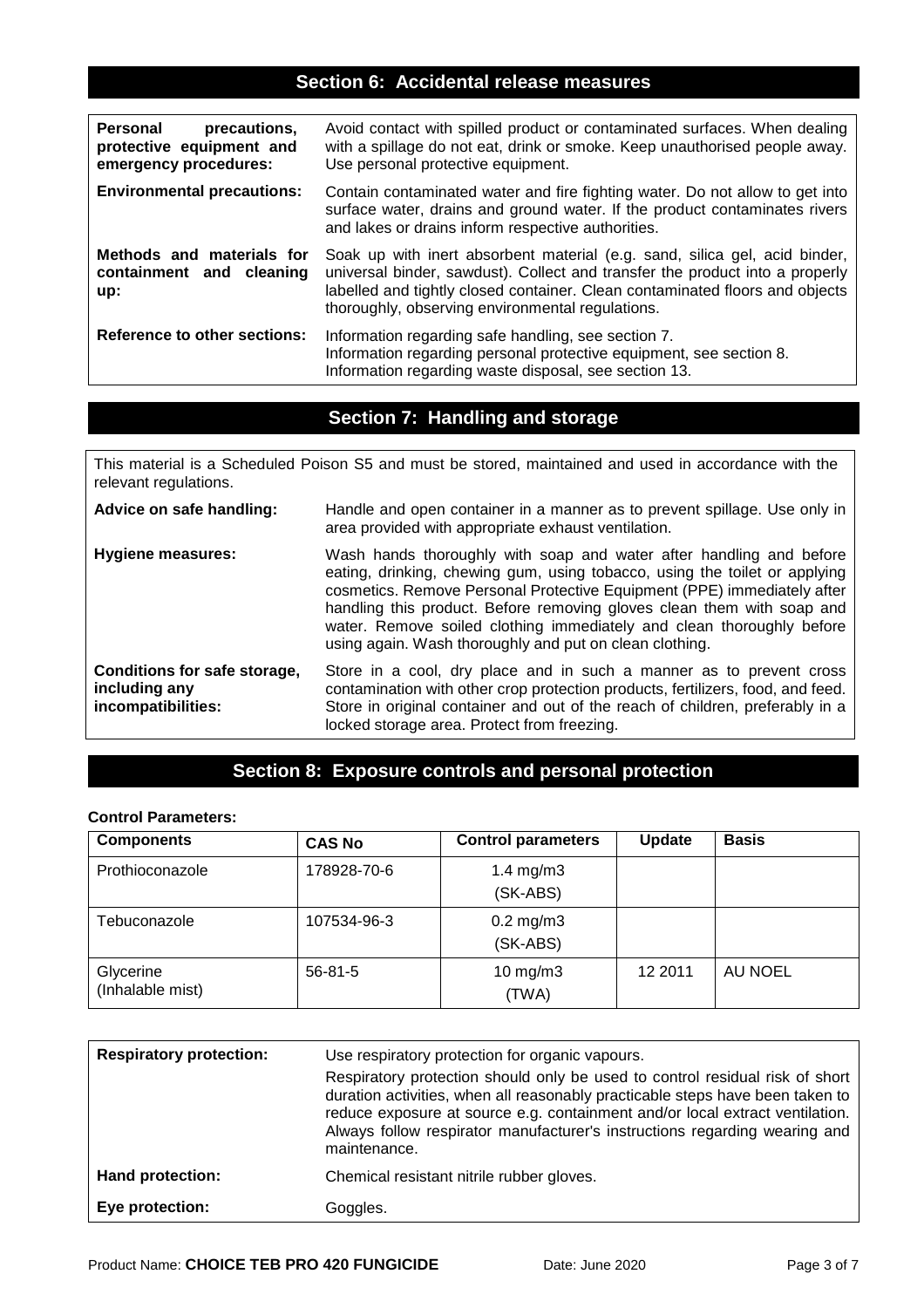## Section 6: Accidental release measures

| | |
|---|---|
| **Personal precautions, protective equipment and emergency procedures:** | Avoid contact with spilled product or contaminated surfaces. When dealing with a spillage do not eat, drink or smoke. Keep unauthorised people away. Use personal protective equipment. |
| **Environmental precautions:** | Contain contaminated water and fire fighting water. Do not allow to get into surface water, drains and ground water. If the product contaminates rivers and lakes or drains inform respective authorities. |
| **Methods and materials for containment and cleaning up:** | Soak up with inert absorbent material (e.g. sand, silica gel, acid binder, universal binder, sawdust). Collect and transfer the product into a properly labelled and tightly closed container. Clean contaminated floors and objects thoroughly, observing environmental regulations. |
| **Reference to other sections:** | Information regarding safe handling, see section 7. Information regarding personal protective equipment, see section 8. Information regarding waste disposal, see section 13. |

## Section 7: Handling and storage

This material is a Scheduled Poison S5 and must be stored, maintained and used in accordance with the relevant regulations.

| | |
|---|---|
| **Advice on safe handling:** | Handle and open container in a manner as to prevent spillage. Use only in area provided with appropriate exhaust ventilation. |
| **Hygiene measures:** | Wash hands thoroughly with soap and water after handling and before eating, drinking, chewing gum, using tobacco, using the toilet or applying cosmetics. Remove Personal Protective Equipment (PPE) immediately after handling this product. Before removing gloves clean them with soap and water. Remove soiled clothing immediately and clean thoroughly before using again. Wash thoroughly and put on clean clothing. |
| **Conditions for safe storage, including any incompatibilities:** | Store in a cool, dry place and in such a manner as to prevent cross contamination with other crop protection products, fertilizers, food, and feed. Store in original container and out of the reach of children, preferably in a locked storage area. Protect from freezing. |

## Section 8: Exposure controls and personal protection

**Control Parameters:**

| Components | CAS No | Control parameters | Update | Basis |
|---|---|---|---|---|
| Prothioconazole | 178928-70-6 | 1.4 mg/m3 (SK-ABS) | | |
| Tebuconazole | 107534-96-3 | 0.2 mg/m3 (SK-ABS) | | |
| Glycerine (Inhalable mist) | 56-81-5 | 10 mg/m3 (TWA) | 12 2011 | AU NOEL |

| | |
|---|---|
| **Respiratory protection:** | Use respiratory protection for organic vapours. Respiratory protection should only be used to control residual risk of short duration activities, when all reasonably practicable steps have been taken to reduce exposure at source e.g. containment and/or local extract ventilation. Always follow respirator manufacturer's instructions regarding wearing and maintenance. |
| **Hand protection:** | Chemical resistant nitrile rubber gloves. |
| **Eye protection:** | Goggles. |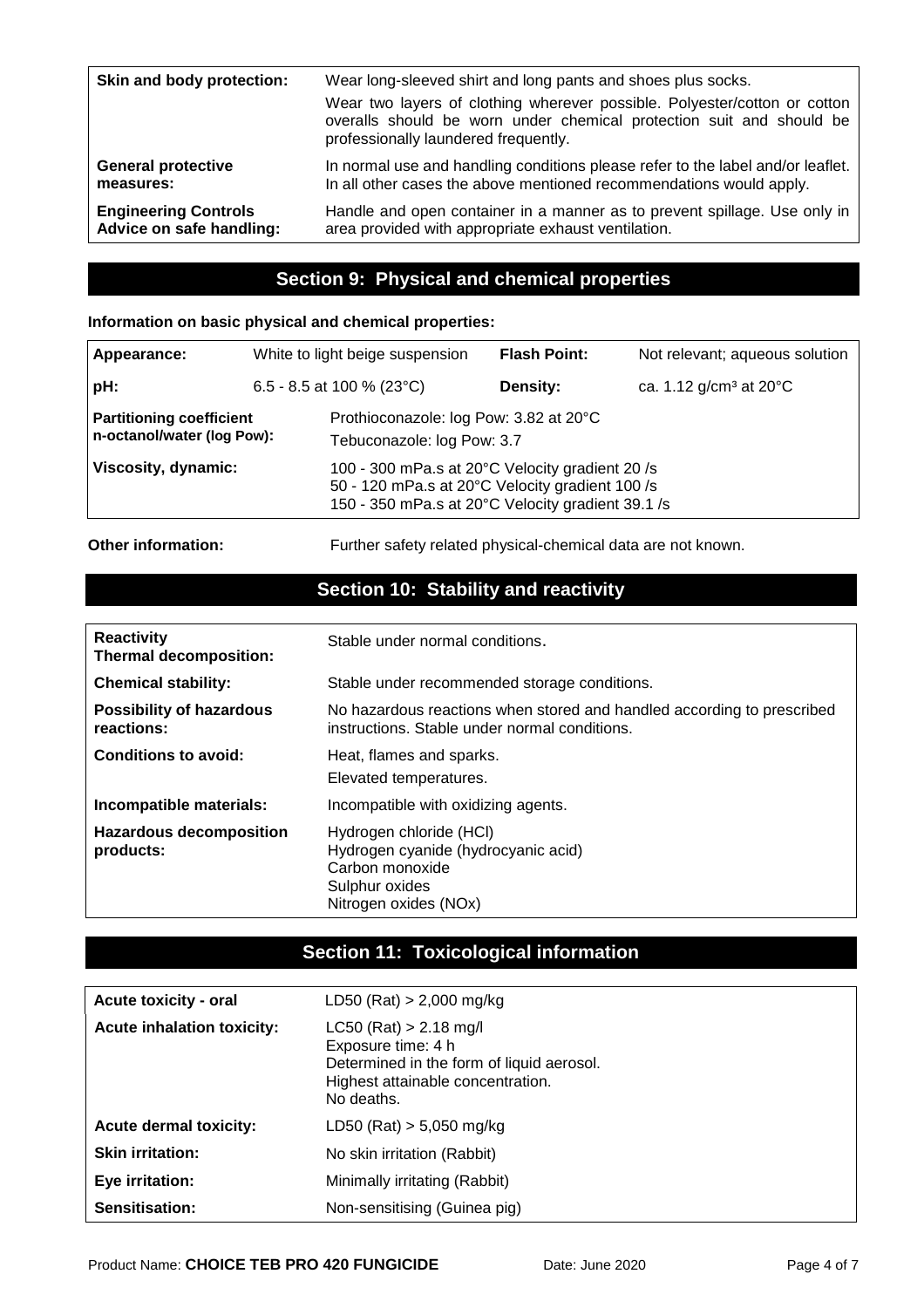| | |
|---|---|
| **Skin and body protection:** | Wear long-sleeved shirt and long pants and shoes plus socks.<br>Wear two layers of clothing wherever possible. Polyester/cotton or cotton overalls should be worn under chemical protection suit and should be professionally laundered frequently. |
| **General protective measures:** | In normal use and handling conditions please refer to the label and/or leaflet. In all other cases the above mentioned recommendations would apply. |
| **Engineering Controls Advice on safe handling:** | Handle and open container in a manner as to prevent spillage. Use only in area provided with appropriate exhaust ventilation. |

## Section 9: Physical and chemical properties

**Information on basic physical and chemical properties:**

| | | | |
|---|---|---|---|
| **Appearance:** | White to light beige suspension | **Flash Point:** | Not relevant; aqueous solution |
| **pH:** | 6.5 - 8.5 at 100 % (23°C) | **Density:** | ca. 1.12 g/cm³ at 20°C |
| **Partitioning coefficient n-octanol/water (log Pow):** | Prothioconazole: log Pow: 3.82 at 20°C<br>Tebuconazole: log Pow: 3.7 | | |
| **Viscosity, dynamic:** | 100 - 300 mPa.s at 20°C Velocity gradient 20 /s<br>50 - 120 mPa.s at 20°C Velocity gradient 100 /s<br>150 - 350 mPa.s at 20°C Velocity gradient 39.1 /s | | |

**Other information:** Further safety related physical-chemical data are not known.

## Section 10: Stability and reactivity

| | |
|---|---|
| **Reactivity Thermal decomposition:** | Stable under normal conditions. |
| **Chemical stability:** | Stable under recommended storage conditions. |
| **Possibility of hazardous reactions:** | No hazardous reactions when stored and handled according to prescribed instructions. Stable under normal conditions. |
| **Conditions to avoid:** | Heat, flames and sparks.<br>Elevated temperatures. |
| **Incompatible materials:** | Incompatible with oxidizing agents. |
| **Hazardous decomposition products:** | Hydrogen chloride (HCl)<br>Hydrogen cyanide (hydrocyanic acid)<br>Carbon monoxide<br>Sulphur oxides<br>Nitrogen oxides (NOx) |

## Section 11: Toxicological information

| | |
|---|---|
| **Acute toxicity - oral** | LD50 (Rat) > 2,000 mg/kg |
| **Acute inhalation toxicity:** | LC50 (Rat) > 2.18 mg/l<br>Exposure time: 4 h<br>Determined in the form of liquid aerosol.<br>Highest attainable concentration.<br>No deaths. |
| **Acute dermal toxicity:** | LD50 (Rat) > 5,050 mg/kg |
| **Skin irritation:** | No skin irritation (Rabbit) |
| **Eye irritation:** | Minimally irritating (Rabbit) |
| **Sensitisation:** | Non-sensitising (Guinea pig) |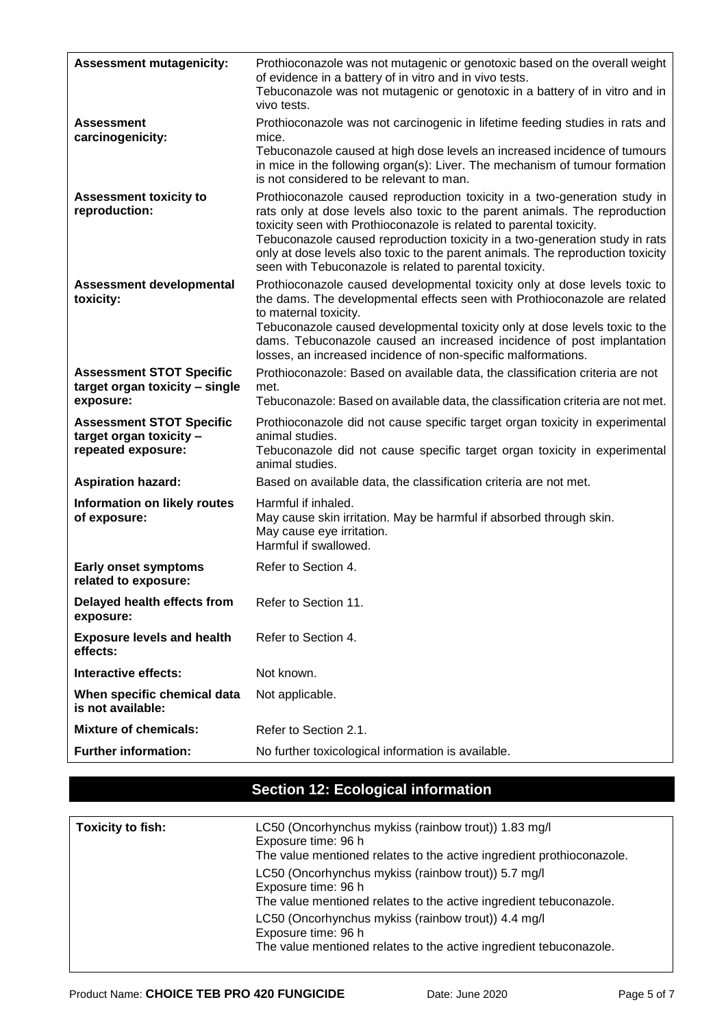| | |
|---|---|
| **Assessment mutagenicity:** | Prothioconazole was not mutagenic or genotoxic based on the overall weight of evidence in a battery of in vitro and in vivo tests.<br>Tebuconazole was not mutagenic or genotoxic in a battery of in vitro and in vivo tests. |
| **Assessment carcinogenicity:** | Prothioconazole was not carcinogenic in lifetime feeding studies in rats and mice.<br>Tebuconazole caused at high dose levels an increased incidence of tumours in mice in the following organ(s): Liver. The mechanism of tumour formation is not considered to be relevant to man. |
| **Assessment toxicity to reproduction:** | Prothioconazole caused reproduction toxicity in a two-generation study in rats only at dose levels also toxic to the parent animals. The reproduction toxicity seen with Prothioconazole is related to parental toxicity.<br>Tebuconazole caused reproduction toxicity in a two-generation study in rats only at dose levels also toxic to the parent animals. The reproduction toxicity seen with Tebuconazole is related to parental toxicity. |
| **Assessment developmental toxicity:** | Prothioconazole caused developmental toxicity only at dose levels toxic to the dams. The developmental effects seen with Prothioconazole are related to maternal toxicity.<br>Tebuconazole caused developmental toxicity only at dose levels toxic to the dams. Tebuconazole caused an increased incidence of post implantation losses, an increased incidence of non-specific malformations. |
| **Assessment STOT Specific target organ toxicity – single exposure:** | Prothioconazole: Based on available data, the classification criteria are not met.<br>Tebuconazole: Based on available data, the classification criteria are not met. |
| **Assessment STOT Specific target organ toxicity – repeated exposure:** | Prothioconazole did not cause specific target organ toxicity in experimental animal studies.<br>Tebuconazole did not cause specific target organ toxicity in experimental animal studies. |
| **Aspiration hazard:** | Based on available data, the classification criteria are not met. |
| **Information on likely routes of exposure:** | Harmful if inhaled.<br>May cause skin irritation. May be harmful if absorbed through skin.<br>May cause eye irritation.<br>Harmful if swallowed. |
| **Early onset symptoms related to exposure:** | Refer to Section 4. |
| **Delayed health effects from exposure:** | Refer to Section 11. |
| **Exposure levels and health effects:** | Refer to Section 4. |
| **Interactive effects:** | Not known. |
| **When specific chemical data is not available:** | Not applicable. |
| **Mixture of chemicals:** | Refer to Section 2.1. |
| **Further information:** | No further toxicological information is available. |

## Section 12: Ecological information

| | |
|---|---|
| **Toxicity to fish:** | LC50 (Oncorhynchus mykiss (rainbow trout)) 1.83 mg/l<br>Exposure time: 96 h<br>The value mentioned relates to the active ingredient prothioconazole.<br>LC50 (Oncorhynchus mykiss (rainbow trout)) 5.7 mg/l<br>Exposure time: 96 h<br>The value mentioned relates to the active ingredient tebuconazole.<br>LC50 (Oncorhynchus mykiss (rainbow trout)) 4.4 mg/l<br>Exposure time: 96 h<br>The value mentioned relates to the active ingredient tebuconazole. |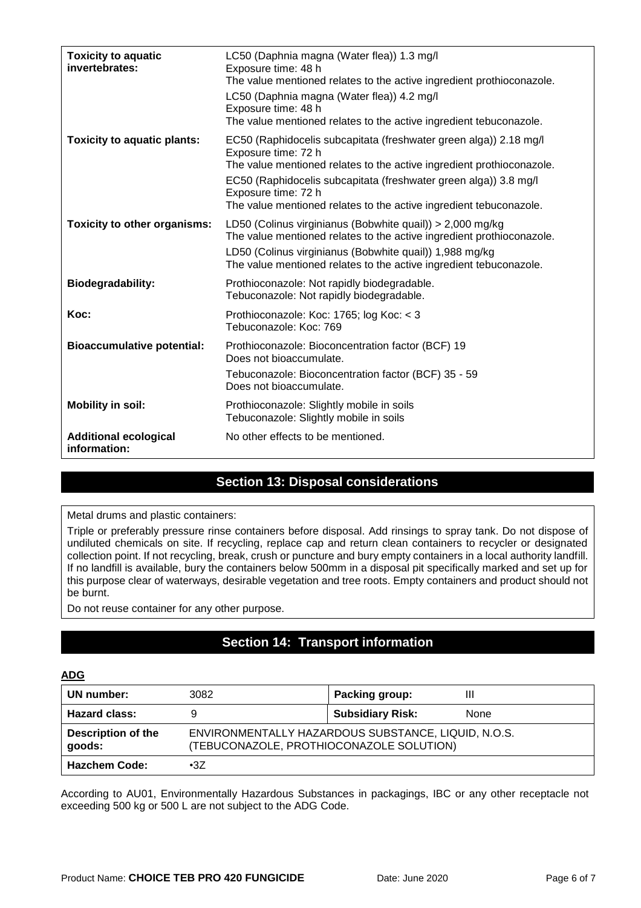| | |
|---|---|
| **Toxicity to aquatic invertebrates:** | LC50 (Daphnia magna (Water flea)) 1.3 mg/l<br>Exposure time: 48 h<br>The value mentioned relates to the active ingredient prothioconazole.<br>LC50 (Daphnia magna (Water flea)) 4.2 mg/l<br>Exposure time: 48 h<br>The value mentioned relates to the active ingredient tebuconazole. |
| **Toxicity to aquatic plants:** | EC50 (Raphidocelis subcapitata (freshwater green alga)) 2.18 mg/l<br>Exposure time: 72 h<br>The value mentioned relates to the active ingredient prothioconazole.<br>EC50 (Raphidocelis subcapitata (freshwater green alga)) 3.8 mg/l<br>Exposure time: 72 h<br>The value mentioned relates to the active ingredient tebuconazole. |
| **Toxicity to other organisms:** | LD50 (Colinus virginianus (Bobwhite quail)) > 2,000 mg/kg<br>The value mentioned relates to the active ingredient prothioconazole.<br>LD50 (Colinus virginianus (Bobwhite quail)) 1,988 mg/kg<br>The value mentioned relates to the active ingredient tebuconazole. |
| **Biodegradability:** | Prothioconazole: Not rapidly biodegradable.<br>Tebuconazole: Not rapidly biodegradable. |
| **Koc:** | Prothioconazole: Koc: 1765; log Koc: < 3<br>Tebuconazole: Koc: 769 |
| **Bioaccumulative potential:** | Prothioconazole: Bioconcentration factor (BCF) 19<br>Does not bioaccumulate.<br>Tebuconazole: Bioconcentration factor (BCF) 35 - 59<br>Does not bioaccumulate. |
| **Mobility in soil:** | Prothioconazole: Slightly mobile in soils<br>Tebuconazole: Slightly mobile in soils |
| **Additional ecological information:** | No other effects to be mentioned. |

## Section 13: Disposal considerations

Metal drums and plastic containers:

Triple or preferably pressure rinse containers before disposal. Add rinsings to spray tank. Do not dispose of undiluted chemicals on site. If recycling, replace cap and return clean containers to recycler or designated collection point. If not recycling, break, crush or puncture and bury empty containers in a local authority landfill. If no landfill is available, bury the containers below 500mm in a disposal pit specifically marked and set up for this purpose clear of waterways, desirable vegetation and tree roots. Empty containers and product should not be burnt.

Do not reuse container for any other purpose.

## Section 14: Transport information

**ADG**

| **UN number:** | 3082 | **Packing group:** | III |
|---|---|---|---|
| **Hazard class:** | 9 | **Subsidiary Risk:** | None |
| **Description of the goods:** | ENVIRONMENTALLY HAZARDOUS SUBSTANCE, LIQUID, N.O.S. (TEBUCONAZOLE, PROTHIOCONAZOLE SOLUTION) | | |
| **Hazchem Code:** | •3Z | | |

According to AU01, Environmentally Hazardous Substances in packagings, IBC or any other receptacle not exceeding 500 kg or 500 L are not subject to the ADG Code.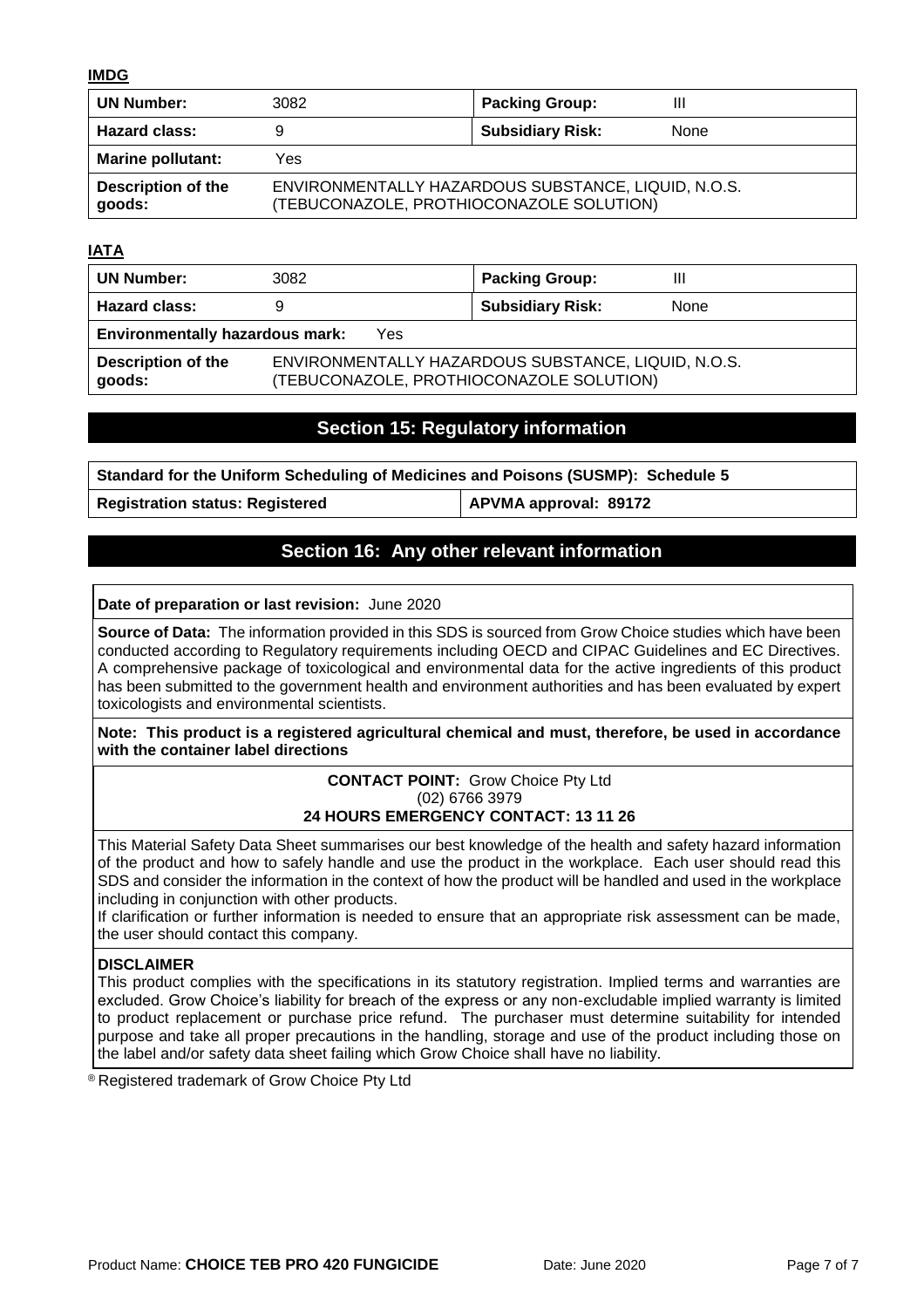**IMDG**

| | | | |
|---|---|---|---|
| **UN Number:** | 3082 | **Packing Group:** | III |
| **Hazard class:** | 9 | **Subsidiary Risk:** | None |
| **Marine pollutant:** | Yes | | |
| **Description of the goods:** | ENVIRONMENTALLY HAZARDOUS SUBSTANCE, LIQUID, N.O.S. (TEBUCONAZOLE, PROTHIOCONAZOLE SOLUTION) | | |

**IATA**

| | | | |
|---|---|---|---|
| **UN Number:** | 3082 | **Packing Group:** | III |
| **Hazard class:** | 9 | **Subsidiary Risk:** | None |
| **Environmentally hazardous mark:** | Yes | | |
| **Description of the goods:** | ENVIRONMENTALLY HAZARDOUS SUBSTANCE, LIQUID, N.O.S. (TEBUCONAZOLE, PROTHIOCONAZOLE SOLUTION) | | |

## Section 15: Regulatory information

| | |
|---|---|
| **Standard for the Uniform Scheduling of Medicines and Poisons (SUSMP): Schedule 5** | |
| **Registration status: Registered** | **APVMA approval: 89172** |

## Section 16: Any other relevant information

**Date of preparation or last revision:** June 2020

**Source of Data:** The information provided in this SDS is sourced from Grow Choice studies which have been conducted according to Regulatory requirements including OECD and CIPAC Guidelines and EC Directives. A comprehensive package of toxicological and environmental data for the active ingredients of this product has been submitted to the government health and environment authorities and has been evaluated by expert toxicologists and environmental scientists.

**Note: This product is a registered agricultural chemical and must, therefore, be used in accordance with the container label directions**

**CONTACT POINT:** Grow Choice Pty Ltd
(02) 6766 3979
**24 HOURS EMERGENCY CONTACT: 13 11 26**

This Material Safety Data Sheet summarises our best knowledge of the health and safety hazard information of the product and how to safely handle and use the product in the workplace. Each user should read this SDS and consider the information in the context of how the product will be handled and used in the workplace including in conjunction with other products.
If clarification or further information is needed to ensure that an appropriate risk assessment can be made, the user should contact this company.

**DISCLAIMER**
This product complies with the specifications in its statutory registration. Implied terms and warranties are excluded. Grow Choice's liability for breach of the express or any non-excludable implied warranty is limited to product replacement or purchase price refund. The purchaser must determine suitability for intended purpose and take all proper precautions in the handling, storage and use of the product including those on the label and/or safety data sheet failing which Grow Choice shall have no liability.

® Registered trademark of Grow Choice Pty Ltd